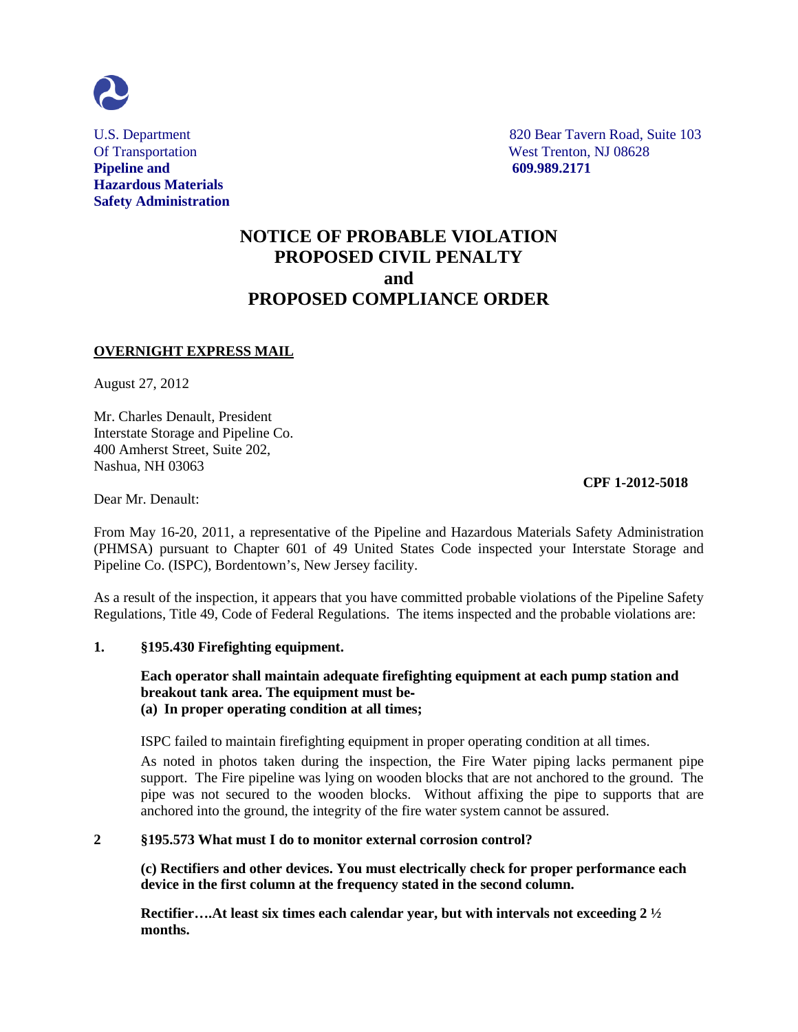U.S. Department
Of Transportation
**Pipeline and**
**Hazardous Materials**
**Safety Administration**

820 Bear Tavern Road, Suite 103
West Trenton, NJ 08628
**609.989.2171**

# NOTICE OF PROBABLE VIOLATION
# PROPOSED CIVIL PENALTY
# and
# PROPOSED COMPLIANCE ORDER

**OVERNIGHT EXPRESS MAIL**

August 27, 2012

Mr. Charles Denault, President
Interstate Storage and Pipeline Co.
400 Amherst Street, Suite 202,
Nashua, NH 03063

**CPF 1-2012-5018**

Dear Mr. Denault:

From May 16-20, 2011, a representative of the Pipeline and Hazardous Materials Safety Administration (PHMSA) pursuant to Chapter 601 of 49 United States Code inspected your Interstate Storage and Pipeline Co. (ISPC), Bordentown's, New Jersey facility.

As a result of the inspection, it appears that you have committed probable violations of the Pipeline Safety Regulations, Title 49, Code of Federal Regulations. The items inspected and the probable violations are:

**1. §195.430 Firefighting equipment.**

**Each operator shall maintain adequate firefighting equipment at each pump station and breakout tank area. The equipment must be-**
**(a) In proper operating condition at all times;**

ISPC failed to maintain firefighting equipment in proper operating condition at all times.

As noted in photos taken during the inspection, the Fire Water piping lacks permanent pipe support. The Fire pipeline was lying on wooden blocks that are not anchored to the ground. The pipe was not secured to the wooden blocks. Without affixing the pipe to supports that are anchored into the ground, the integrity of the fire water system cannot be assured.

**2 §195.573 What must I do to monitor external corrosion control?**

**(c) Rectifiers and other devices. You must electrically check for proper performance each device in the first column at the frequency stated in the second column.**

**Rectifier….At least six times each calendar year, but with intervals not exceeding 2 ½ months.**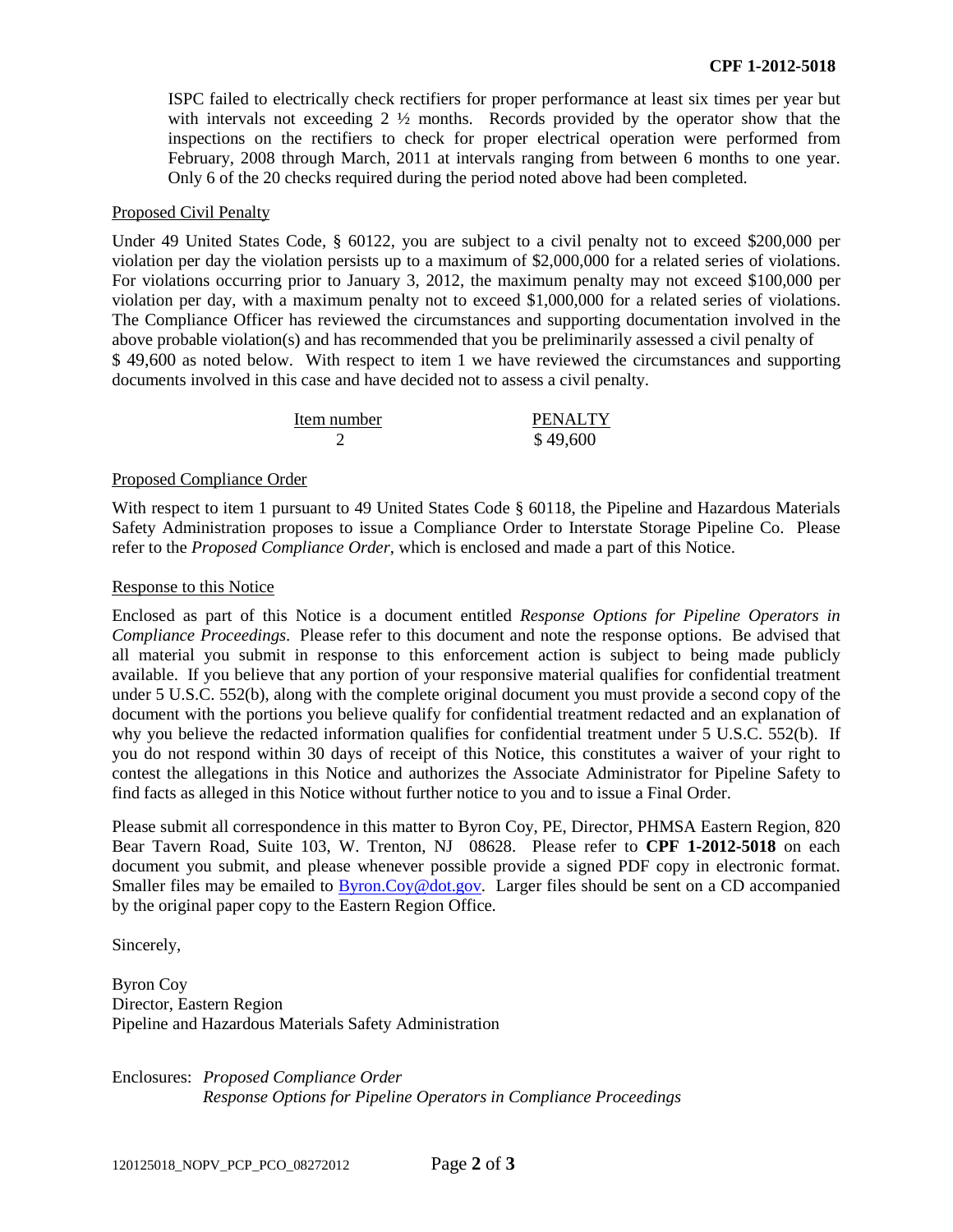ISPC failed to electrically check rectifiers for proper performance at least six times per year but with intervals not exceeding 2 ½ months. Records provided by the operator show that the inspections on the rectifiers to check for proper electrical operation were performed from February, 2008 through March, 2011 at intervals ranging from between 6 months to one year. Only 6 of the 20 checks required during the period noted above had been completed.

Proposed Civil Penalty

Under 49 United States Code, § 60122, you are subject to a civil penalty not to exceed $200,000 per violation per day the violation persists up to a maximum of $2,000,000 for a related series of violations. For violations occurring prior to January 3, 2012, the maximum penalty may not exceed $100,000 per violation per day, with a maximum penalty not to exceed $1,000,000 for a related series of violations. The Compliance Officer has reviewed the circumstances and supporting documentation involved in the above probable violation(s) and has recommended that you be preliminarily assessed a civil penalty of $ 49,600 as noted below. With respect to item 1 we have reviewed the circumstances and supporting documents involved in this case and have decided not to assess a civil penalty.

| Item number | PENALTY |
|---|---|
| 2 | $ 49,600 |

Proposed Compliance Order

With respect to item 1 pursuant to 49 United States Code § 60118, the Pipeline and Hazardous Materials Safety Administration proposes to issue a Compliance Order to Interstate Storage Pipeline Co. Please refer to the *Proposed Compliance Order*, which is enclosed and made a part of this Notice.

Response to this Notice

Enclosed as part of this Notice is a document entitled *Response Options for Pipeline Operators in Compliance Proceedings*. Please refer to this document and note the response options. Be advised that all material you submit in response to this enforcement action is subject to being made publicly available. If you believe that any portion of your responsive material qualifies for confidential treatment under 5 U.S.C. 552(b), along with the complete original document you must provide a second copy of the document with the portions you believe qualify for confidential treatment redacted and an explanation of why you believe the redacted information qualifies for confidential treatment under 5 U.S.C. 552(b). If you do not respond within 30 days of receipt of this Notice, this constitutes a waiver of your right to contest the allegations in this Notice and authorizes the Associate Administrator for Pipeline Safety to find facts as alleged in this Notice without further notice to you and to issue a Final Order.

Please submit all correspondence in this matter to Byron Coy, PE, Director, PHMSA Eastern Region, 820 Bear Tavern Road, Suite 103, W. Trenton, NJ 08628. Please refer to **CPF 1-2012-5018** on each document you submit, and please whenever possible provide a signed PDF copy in electronic format. Smaller files may be emailed to Byron.Coy@dot.gov. Larger files should be sent on a CD accompanied by the original paper copy to the Eastern Region Office.

Sincerely,

Byron Coy
Director, Eastern Region
Pipeline and Hazardous Materials Safety Administration

Enclosures: *Proposed Compliance Order*
*Response Options for Pipeline Operators in Compliance Proceedings*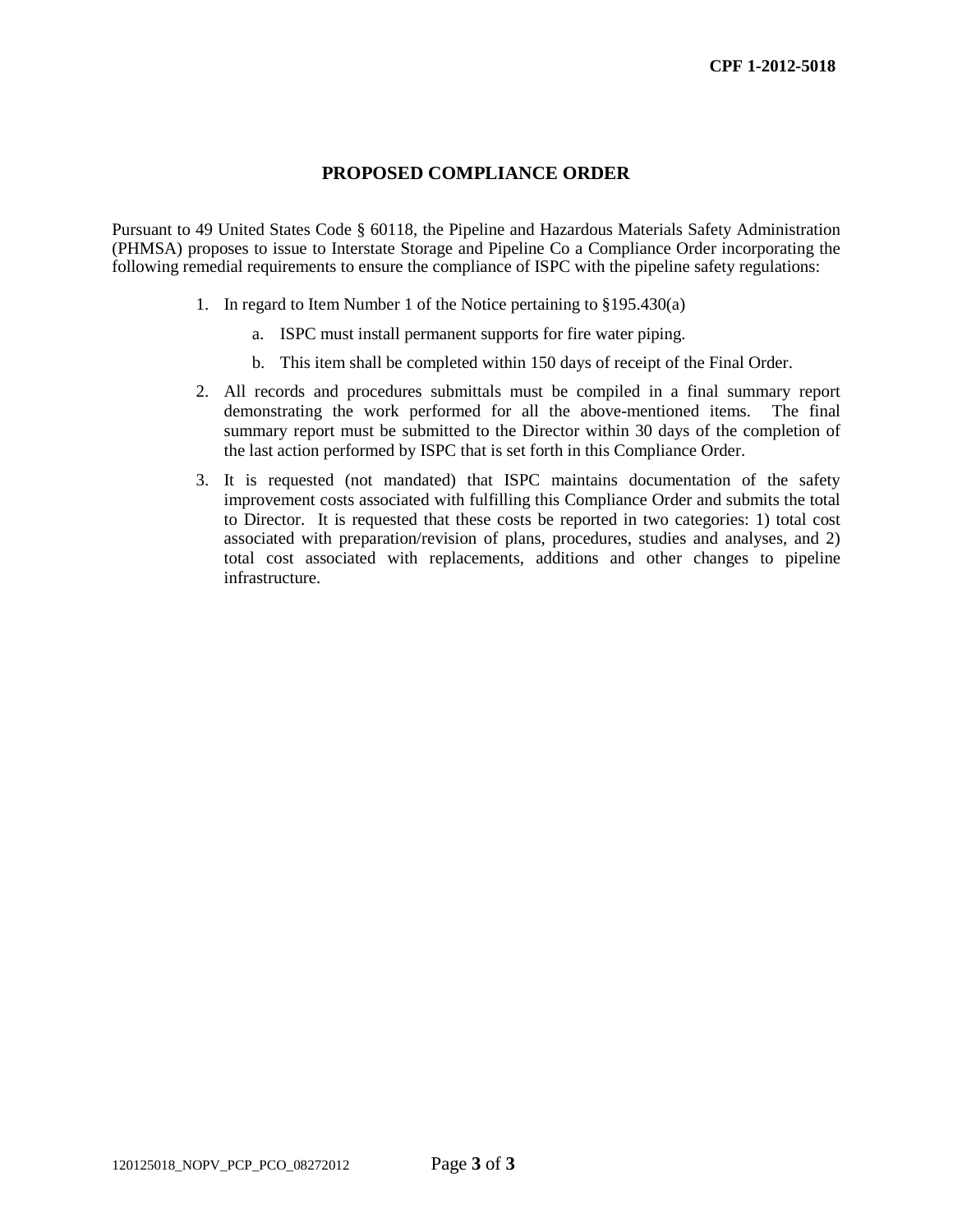## PROPOSED COMPLIANCE ORDER

Pursuant to 49 United States Code § 60118, the Pipeline and Hazardous Materials Safety Administration (PHMSA) proposes to issue to Interstate Storage and Pipeline Co a Compliance Order incorporating the following remedial requirements to ensure the compliance of ISPC with the pipeline safety regulations:

1. In regard to Item Number 1 of the Notice pertaining to §195.430(a)
   a. ISPC must install permanent supports for fire water piping.
   b. This item shall be completed within 150 days of receipt of the Final Order.
2. All records and procedures submittals must be compiled in a final summary report demonstrating the work performed for all the above-mentioned items. The final summary report must be submitted to the Director within 30 days of the completion of the last action performed by ISPC that is set forth in this Compliance Order.
3. It is requested (not mandated) that ISPC maintains documentation of the safety improvement costs associated with fulfilling this Compliance Order and submits the total to Director. It is requested that these costs be reported in two categories: 1) total cost associated with preparation/revision of plans, procedures, studies and analyses, and 2) total cost associated with replacements, additions and other changes to pipeline infrastructure.